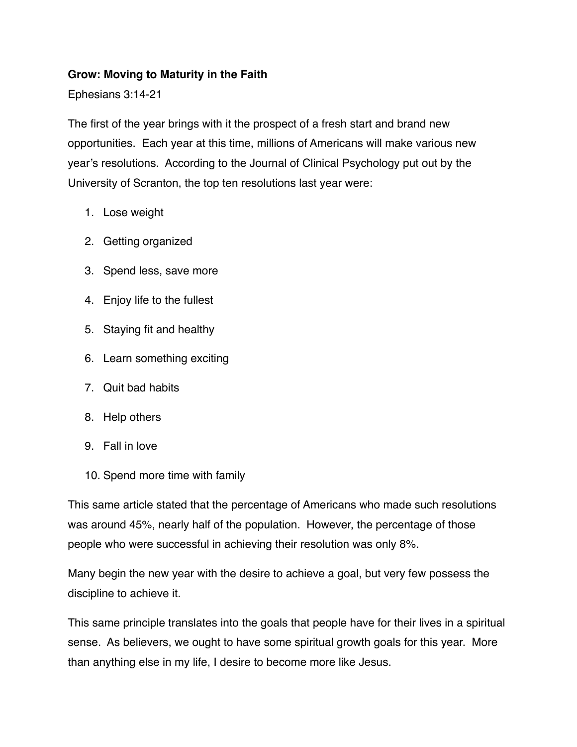**Grow: Moving to Maturity in the Faith**

Ephesians 3:14-21

The first of the year brings with it the prospect of a fresh start and brand new opportunities. Each year at this time, millions of Americans will make various new year's resolutions. According to the Journal of Clinical Psychology put out by the University of Scranton, the top ten resolutions last year were:

1. Lose weight
2. Getting organized
3. Spend less, save more
4. Enjoy life to the fullest
5. Staying fit and healthy
6. Learn something exciting
7. Quit bad habits
8. Help others
9. Fall in love
10. Spend more time with family

This same article stated that the percentage of Americans who made such resolutions was around 45%, nearly half of the population. However, the percentage of those people who were successful in achieving their resolution was only 8%.

Many begin the new year with the desire to achieve a goal, but very few possess the discipline to achieve it.

This same principle translates into the goals that people have for their lives in a spiritual sense. As believers, we ought to have some spiritual growth goals for this year. More than anything else in my life, I desire to become more like Jesus.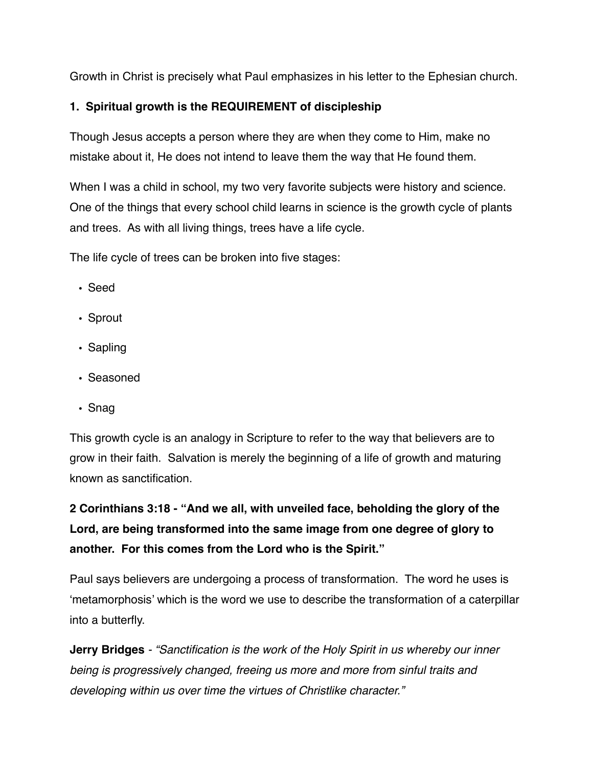Growth in Christ is precisely what Paul emphasizes in his letter to the Ephesian church.

**1. Spiritual growth is the REQUIREMENT of discipleship**

Though Jesus accepts a person where they are when they come to Him, make no mistake about it, He does not intend to leave them the way that He found them.

When I was a child in school, my two very favorite subjects were history and science. One of the things that every school child learns in science is the growth cycle of plants and trees. As with all living things, trees have a life cycle.

The life cycle of trees can be broken into five stages:

- Seed
- Sprout
- Sapling
- Seasoned
- Snag

This growth cycle is an analogy in Scripture to refer to the way that believers are to grow in their faith. Salvation is merely the beginning of a life of growth and maturing known as sanctification.

**2 Corinthians 3:18 - "And we all, with unveiled face, beholding the glory of the Lord, are being transformed into the same image from one degree of glory to another. For this comes from the Lord who is the Spirit."**

Paul says believers are undergoing a process of transformation. The word he uses is 'metamorphosis' which is the word we use to describe the transformation of a caterpillar into a butterfly.

**Jerry Bridges** - *"Sanctification is the work of the Holy Spirit in us whereby our inner being is progressively changed, freeing us more and more from sinful traits and developing within us over time the virtues of Christlike character."*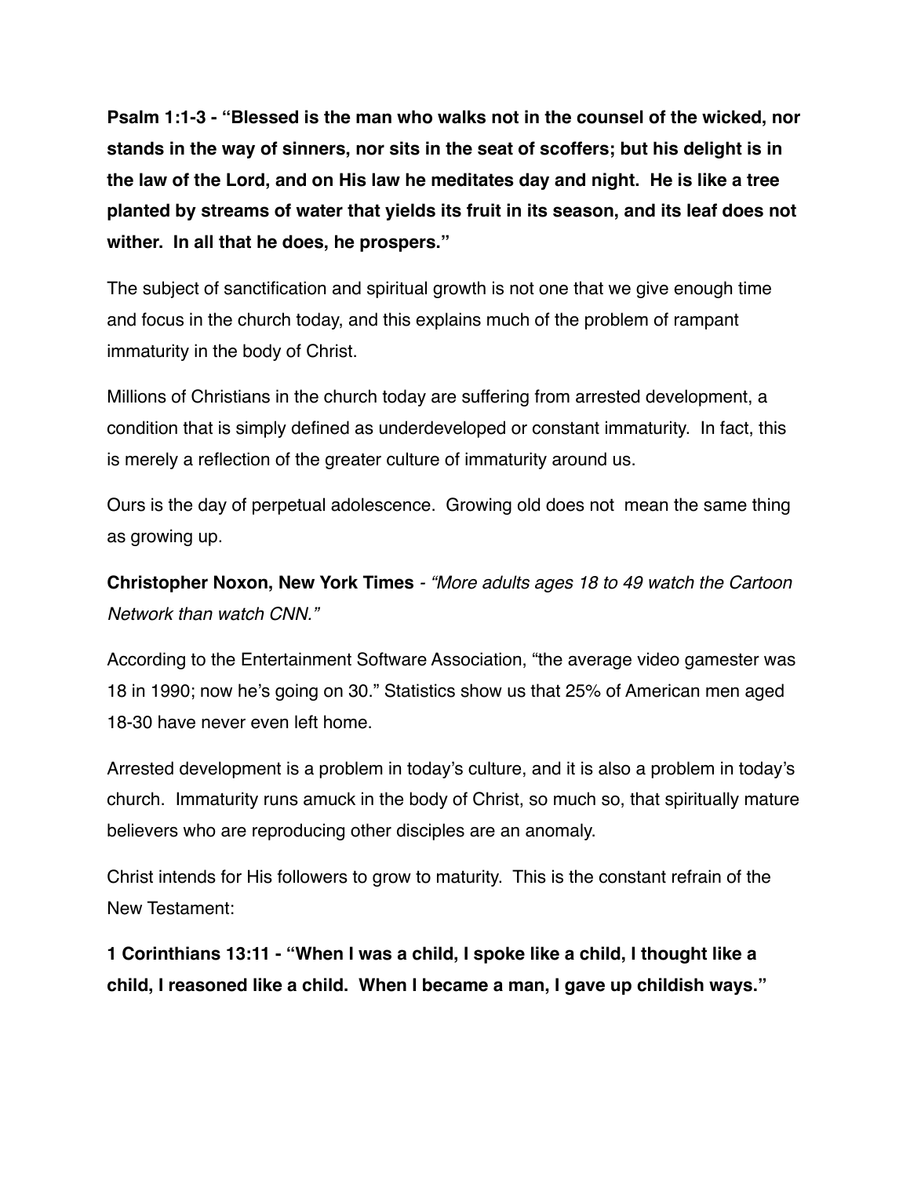**Psalm 1:1-3 - "Blessed is the man who walks not in the counsel of the wicked, nor stands in the way of sinners, nor sits in the seat of scoffers; but his delight is in the law of the Lord, and on His law he meditates day and night. He is like a tree planted by streams of water that yields its fruit in its season, and its leaf does not wither. In all that he does, he prospers."**

The subject of sanctification and spiritual growth is not one that we give enough time and focus in the church today, and this explains much of the problem of rampant immaturity in the body of Christ.

Millions of Christians in the church today are suffering from arrested development, a condition that is simply defined as underdeveloped or constant immaturity. In fact, this is merely a reflection of the greater culture of immaturity around us.

Ours is the day of perpetual adolescence. Growing old does not mean the same thing as growing up.

**Christopher Noxon, New York Times** - *"More adults ages 18 to 49 watch the Cartoon Network than watch CNN."*

According to the Entertainment Software Association, "the average video gamester was 18 in 1990; now he's going on 30." Statistics show us that 25% of American men aged 18-30 have never even left home.

Arrested development is a problem in today's culture, and it is also a problem in today's church. Immaturity runs amuck in the body of Christ, so much so, that spiritually mature believers who are reproducing other disciples are an anomaly.

Christ intends for His followers to grow to maturity. This is the constant refrain of the New Testament:

**1 Corinthians 13:11 - "When I was a child, I spoke like a child, I thought like a child, I reasoned like a child. When I became a man, I gave up childish ways."**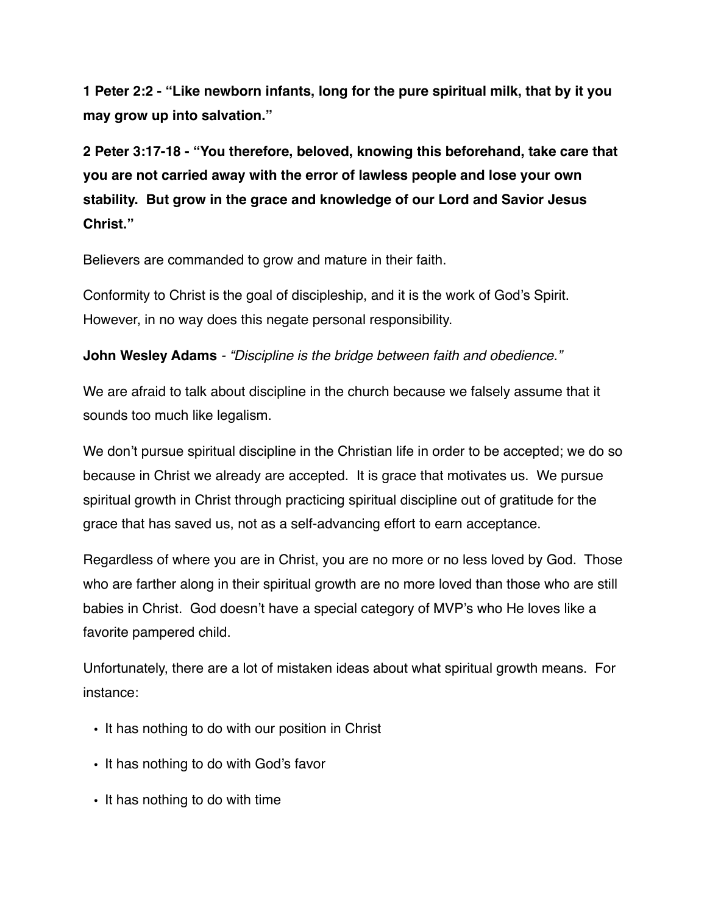**1 Peter 2:2 - "Like newborn infants, long for the pure spiritual milk, that by it you may grow up into salvation."**

**2 Peter 3:17-18 - "You therefore, beloved, knowing this beforehand, take care that you are not carried away with the error of lawless people and lose your own stability. But grow in the grace and knowledge of our Lord and Savior Jesus Christ."**

Believers are commanded to grow and mature in their faith.

Conformity to Christ is the goal of discipleship, and it is the work of God's Spirit. However, in no way does this negate personal responsibility.

**John Wesley Adams** - *"Discipline is the bridge between faith and obedience."*

We are afraid to talk about discipline in the church because we falsely assume that it sounds too much like legalism.

We don't pursue spiritual discipline in the Christian life in order to be accepted; we do so because in Christ we already are accepted. It is grace that motivates us. We pursue spiritual growth in Christ through practicing spiritual discipline out of gratitude for the grace that has saved us, not as a self-advancing effort to earn acceptance.

Regardless of where you are in Christ, you are no more or no less loved by God. Those who are farther along in their spiritual growth are no more loved than those who are still babies in Christ. God doesn't have a special category of MVP's who He loves like a favorite pampered child.

Unfortunately, there are a lot of mistaken ideas about what spiritual growth means. For instance:

- It has nothing to do with our position in Christ
- It has nothing to do with God's favor
- It has nothing to do with time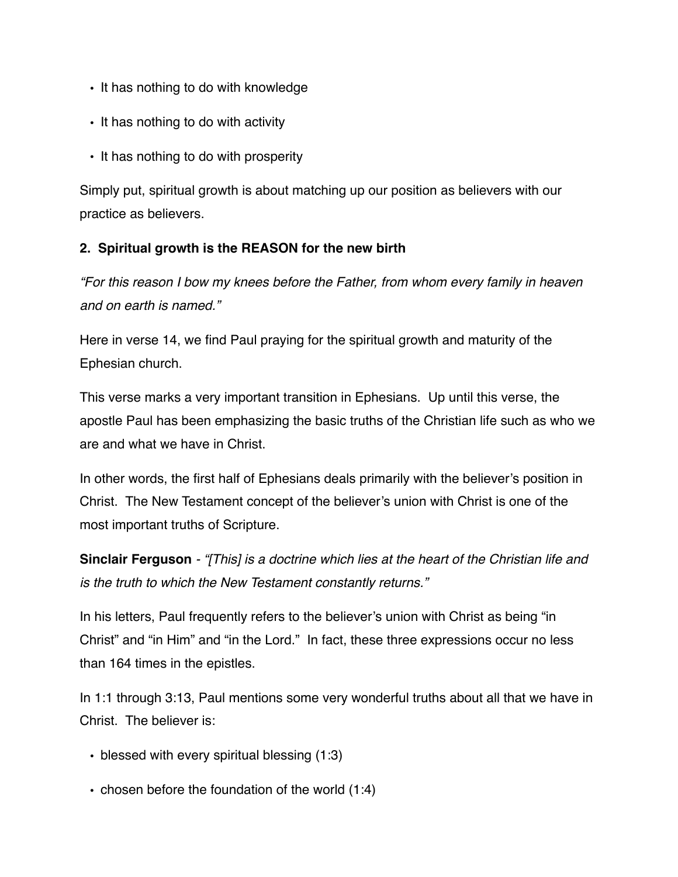- It has nothing to do with knowledge
- It has nothing to do with activity
- It has nothing to do with prosperity

Simply put, spiritual growth is about matching up our position as believers with our practice as believers.

**2. Spiritual growth is the REASON for the new birth**

*"For this reason I bow my knees before the Father, from whom every family in heaven and on earth is named."*

Here in verse 14, we find Paul praying for the spiritual growth and maturity of the Ephesian church.

This verse marks a very important transition in Ephesians. Up until this verse, the apostle Paul has been emphasizing the basic truths of the Christian life such as who we are and what we have in Christ.

In other words, the first half of Ephesians deals primarily with the believer's position in Christ. The New Testament concept of the believer's union with Christ is one of the most important truths of Scripture.

**Sinclair Ferguson** - *"[This] is a doctrine which lies at the heart of the Christian life and is the truth to which the New Testament constantly returns."*

In his letters, Paul frequently refers to the believer's union with Christ as being "in Christ" and "in Him" and "in the Lord." In fact, these three expressions occur no less than 164 times in the epistles.

In 1:1 through 3:13, Paul mentions some very wonderful truths about all that we have in Christ. The believer is:

- blessed with every spiritual blessing (1:3)
- chosen before the foundation of the world (1:4)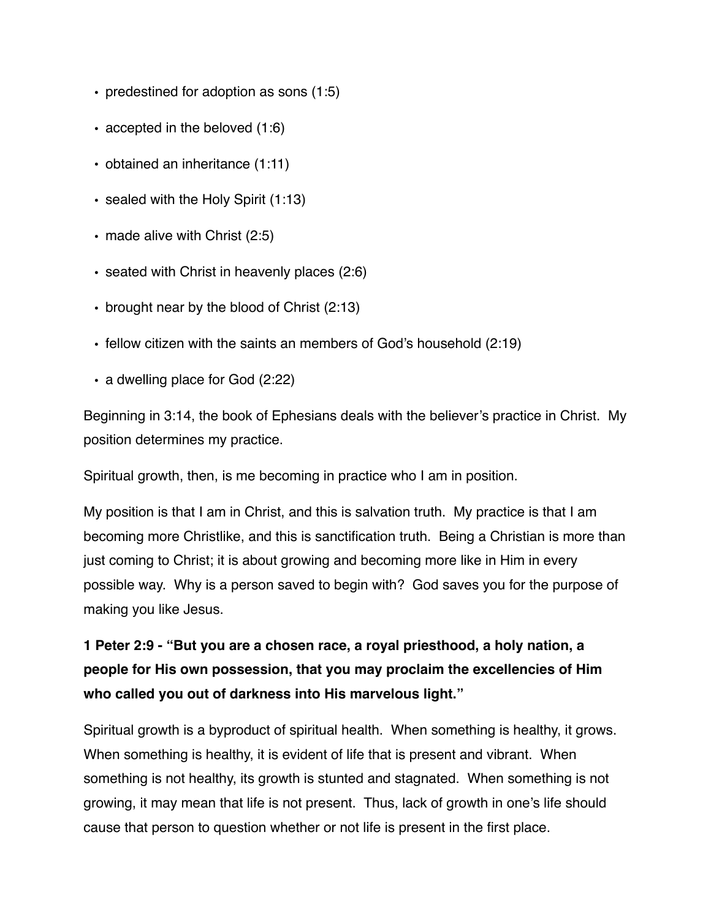- predestined for adoption as sons (1:5)
- accepted in the beloved (1:6)
- obtained an inheritance (1:11)
- sealed with the Holy Spirit (1:13)
- made alive with Christ (2:5)
- seated with Christ in heavenly places (2:6)
- brought near by the blood of Christ (2:13)
- fellow citizen with the saints an members of God's household (2:19)
- a dwelling place for God (2:22)

Beginning in 3:14, the book of Ephesians deals with the believer's practice in Christ. My position determines my practice.

Spiritual growth, then, is me becoming in practice who I am in position.

My position is that I am in Christ, and this is salvation truth. My practice is that I am becoming more Christlike, and this is sanctification truth. Being a Christian is more than just coming to Christ; it is about growing and becoming more like in Him in every possible way. Why is a person saved to begin with? God saves you for the purpose of making you like Jesus.

**1 Peter 2:9 - "But you are a chosen race, a royal priesthood, a holy nation, a people for His own possession, that you may proclaim the excellencies of Him who called you out of darkness into His marvelous light."**

Spiritual growth is a byproduct of spiritual health. When something is healthy, it grows. When something is healthy, it is evident of life that is present and vibrant. When something is not healthy, its growth is stunted and stagnated. When something is not growing, it may mean that life is not present. Thus, lack of growth in one's life should cause that person to question whether or not life is present in the first place.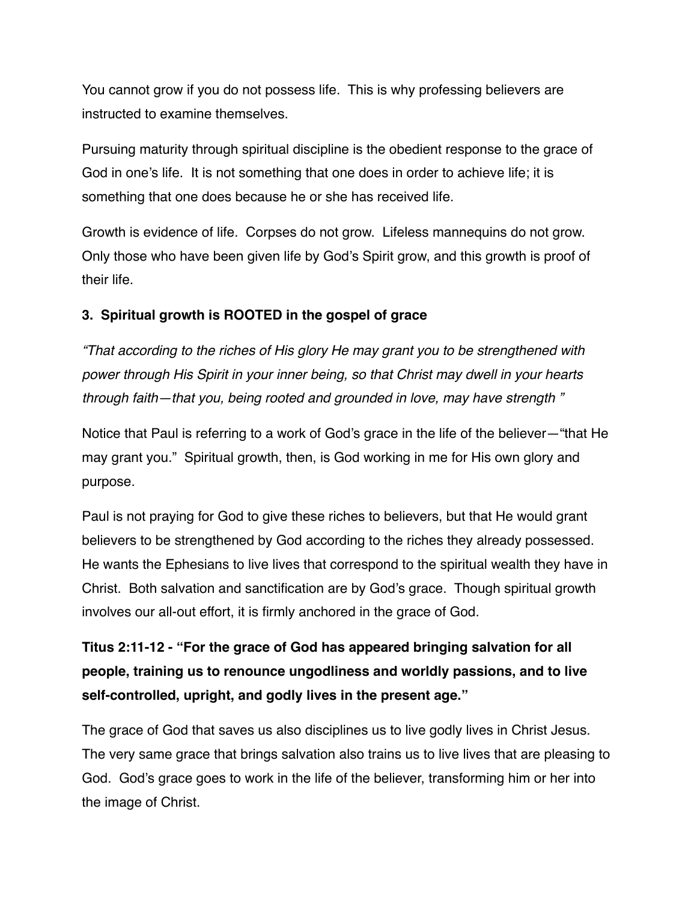You cannot grow if you do not possess life. This is why professing believers are instructed to examine themselves.

Pursuing maturity through spiritual discipline is the obedient response to the grace of God in one's life. It is not something that one does in order to achieve life; it is something that one does because he or she has received life.

Growth is evidence of life. Corpses do not grow. Lifeless mannequins do not grow. Only those who have been given life by God's Spirit grow, and this growth is proof of their life.

**3. Spiritual growth is ROOTED in the gospel of grace**

*"That according to the riches of His glory He may grant you to be strengthened with power through His Spirit in your inner being, so that Christ may dwell in your hearts through faith—that you, being rooted and grounded in love, may have strength "*

Notice that Paul is referring to a work of God's grace in the life of the believer—"that He may grant you." Spiritual growth, then, is God working in me for His own glory and purpose.

Paul is not praying for God to give these riches to believers, but that He would grant believers to be strengthened by God according to the riches they already possessed. He wants the Ephesians to live lives that correspond to the spiritual wealth they have in Christ. Both salvation and sanctification are by God's grace. Though spiritual growth involves our all-out effort, it is firmly anchored in the grace of God.

**Titus 2:11-12 - "For the grace of God has appeared bringing salvation for all people, training us to renounce ungodliness and worldly passions, and to live self-controlled, upright, and godly lives in the present age."**

The grace of God that saves us also disciplines us to live godly lives in Christ Jesus. The very same grace that brings salvation also trains us to live lives that are pleasing to God. God's grace goes to work in the life of the believer, transforming him or her into the image of Christ.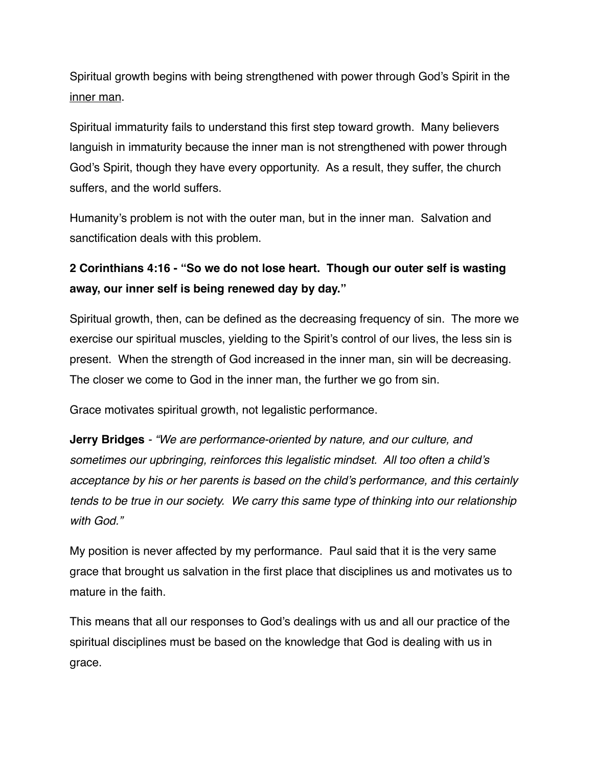Spiritual growth begins with being strengthened with power through God's Spirit in the <u>inner man</u>.

Spiritual immaturity fails to understand this first step toward growth. Many believers languish in immaturity because the inner man is not strengthened with power through God's Spirit, though they have every opportunity. As a result, they suffer, the church suffers, and the world suffers.

Humanity's problem is not with the outer man, but in the inner man. Salvation and sanctification deals with this problem.

**2 Corinthians 4:16 - "So we do not lose heart. Though our outer self is wasting away, our inner self is being renewed day by day."**

Spiritual growth, then, can be defined as the decreasing frequency of sin. The more we exercise our spiritual muscles, yielding to the Spirit's control of our lives, the less sin is present. When the strength of God increased in the inner man, sin will be decreasing. The closer we come to God in the inner man, the further we go from sin.

Grace motivates spiritual growth, not legalistic performance.

**Jerry Bridges** - *"We are performance-oriented by nature, and our culture, and sometimes our upbringing, reinforces this legalistic mindset. All too often a child's acceptance by his or her parents is based on the child's performance, and this certainly tends to be true in our society. We carry this same type of thinking into our relationship with God."*

My position is never affected by my performance. Paul said that it is the very same grace that brought us salvation in the first place that disciplines us and motivates us to mature in the faith.

This means that all our responses to God's dealings with us and all our practice of the spiritual disciplines must be based on the knowledge that God is dealing with us in grace.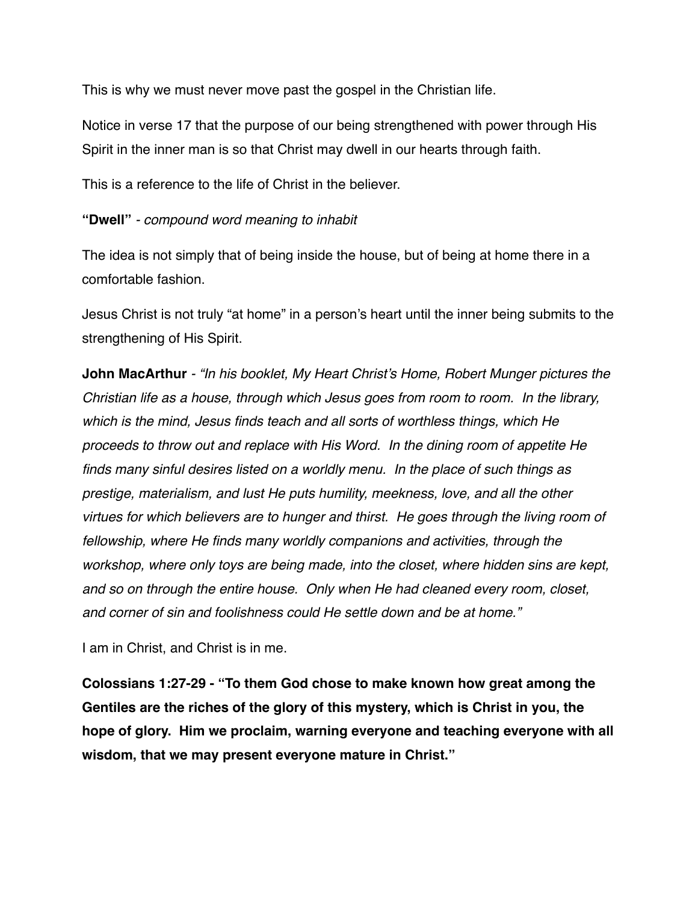This is why we must never move past the gospel in the Christian life.

Notice in verse 17 that the purpose of our being strengthened with power through His Spirit in the inner man is so that Christ may dwell in our hearts through faith.

This is a reference to the life of Christ in the believer.

**"Dwell"** - *compound word meaning to inhabit*

The idea is not simply that of being inside the house, but of being at home there in a comfortable fashion.

Jesus Christ is not truly "at home" in a person's heart until the inner being submits to the strengthening of His Spirit.

**John MacArthur** - *"In his booklet, My Heart Christ's Home, Robert Munger pictures the Christian life as a house, through which Jesus goes from room to room. In the library, which is the mind, Jesus finds teach and all sorts of worthless things, which He proceeds to throw out and replace with His Word. In the dining room of appetite He finds many sinful desires listed on a worldly menu. In the place of such things as prestige, materialism, and lust He puts humility, meekness, love, and all the other virtues for which believers are to hunger and thirst. He goes through the living room of fellowship, where He finds many worldly companions and activities, through the workshop, where only toys are being made, into the closet, where hidden sins are kept, and so on through the entire house. Only when He had cleaned every room, closet, and corner of sin and foolishness could He settle down and be at home."*

I am in Christ, and Christ is in me.

**Colossians 1:27-29 - "To them God chose to make known how great among the Gentiles are the riches of the glory of this mystery, which is Christ in you, the hope of glory. Him we proclaim, warning everyone and teaching everyone with all wisdom, that we may present everyone mature in Christ."**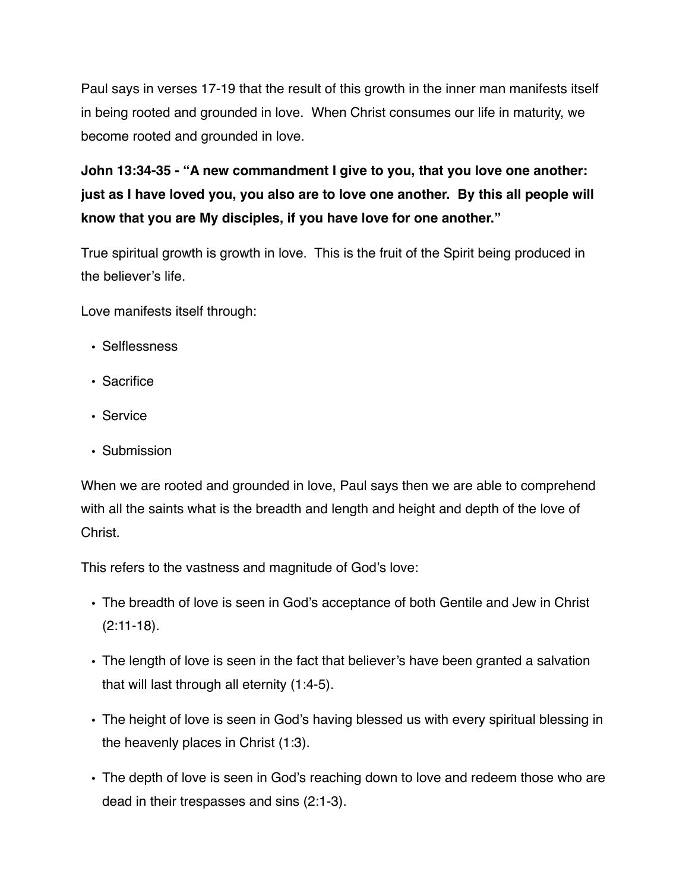Paul says in verses 17-19 that the result of this growth in the inner man manifests itself in being rooted and grounded in love.  When Christ consumes our life in maturity, we become rooted and grounded in love.

**John 13:34-35 - "A new commandment I give to you, that you love one another: just as I have loved you, you also are to love one another.  By this all people will know that you are My disciples, if you have love for one another."**

True spiritual growth is growth in love.  This is the fruit of the Spirit being produced in the believer's life.

Love manifests itself through:

- Selflessness
- Sacrifice
- Service
- Submission

When we are rooted and grounded in love, Paul says then we are able to comprehend with all the saints what is the breadth and length and height and depth of the love of Christ.

This refers to the vastness and magnitude of God's love:

- The breadth of love is seen in God's acceptance of both Gentile and Jew in Christ (2:11-18).
- The length of love is seen in the fact that believer's have been granted a salvation that will last through all eternity (1:4-5).
- The height of love is seen in God's having blessed us with every spiritual blessing in the heavenly places in Christ (1:3).
- The depth of love is seen in God's reaching down to love and redeem those who are dead in their trespasses and sins (2:1-3).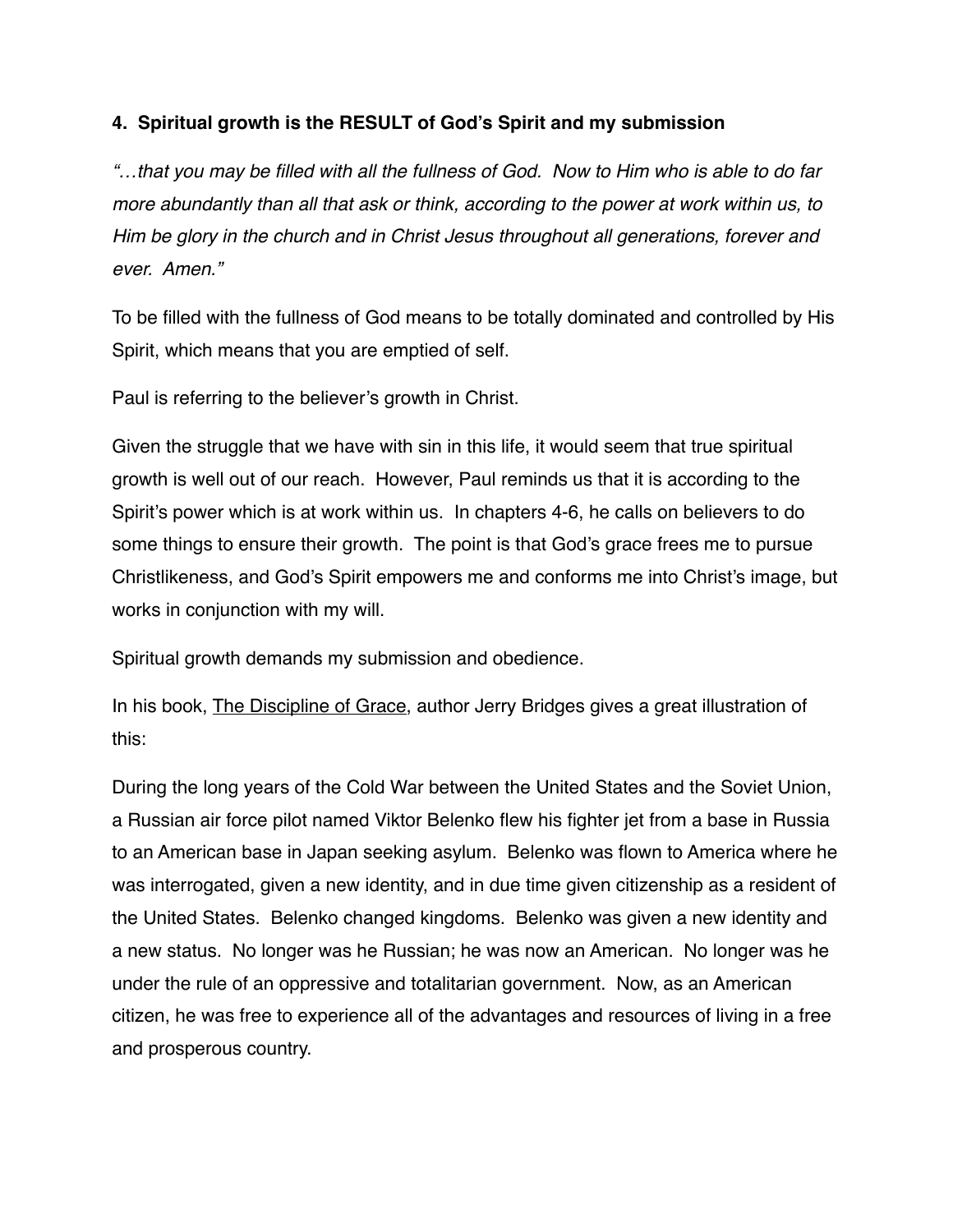**4. Spiritual growth is the RESULT of God's Spirit and my submission**

*"…that you may be filled with all the fullness of God. Now to Him who is able to do far more abundantly than all that ask or think, according to the power at work within us, to Him be glory in the church and in Christ Jesus throughout all generations, forever and ever. Amen."*

To be filled with the fullness of God means to be totally dominated and controlled by His Spirit, which means that you are emptied of self.

Paul is referring to the believer's growth in Christ.

Given the struggle that we have with sin in this life, it would seem that true spiritual growth is well out of our reach. However, Paul reminds us that it is according to the Spirit's power which is at work within us. In chapters 4-6, he calls on believers to do some things to ensure their growth. The point is that God's grace frees me to pursue Christlikeness, and God's Spirit empowers me and conforms me into Christ's image, but works in conjunction with my will.

Spiritual growth demands my submission and obedience.

In his book, <u>The Discipline of Grace</u>, author Jerry Bridges gives a great illustration of this:

During the long years of the Cold War between the United States and the Soviet Union, a Russian air force pilot named Viktor Belenko flew his fighter jet from a base in Russia to an American base in Japan seeking asylum. Belenko was flown to America where he was interrogated, given a new identity, and in due time given citizenship as a resident of the United States. Belenko changed kingdoms. Belenko was given a new identity and a new status. No longer was he Russian; he was now an American. No longer was he under the rule of an oppressive and totalitarian government. Now, as an American citizen, he was free to experience all of the advantages and resources of living in a free and prosperous country.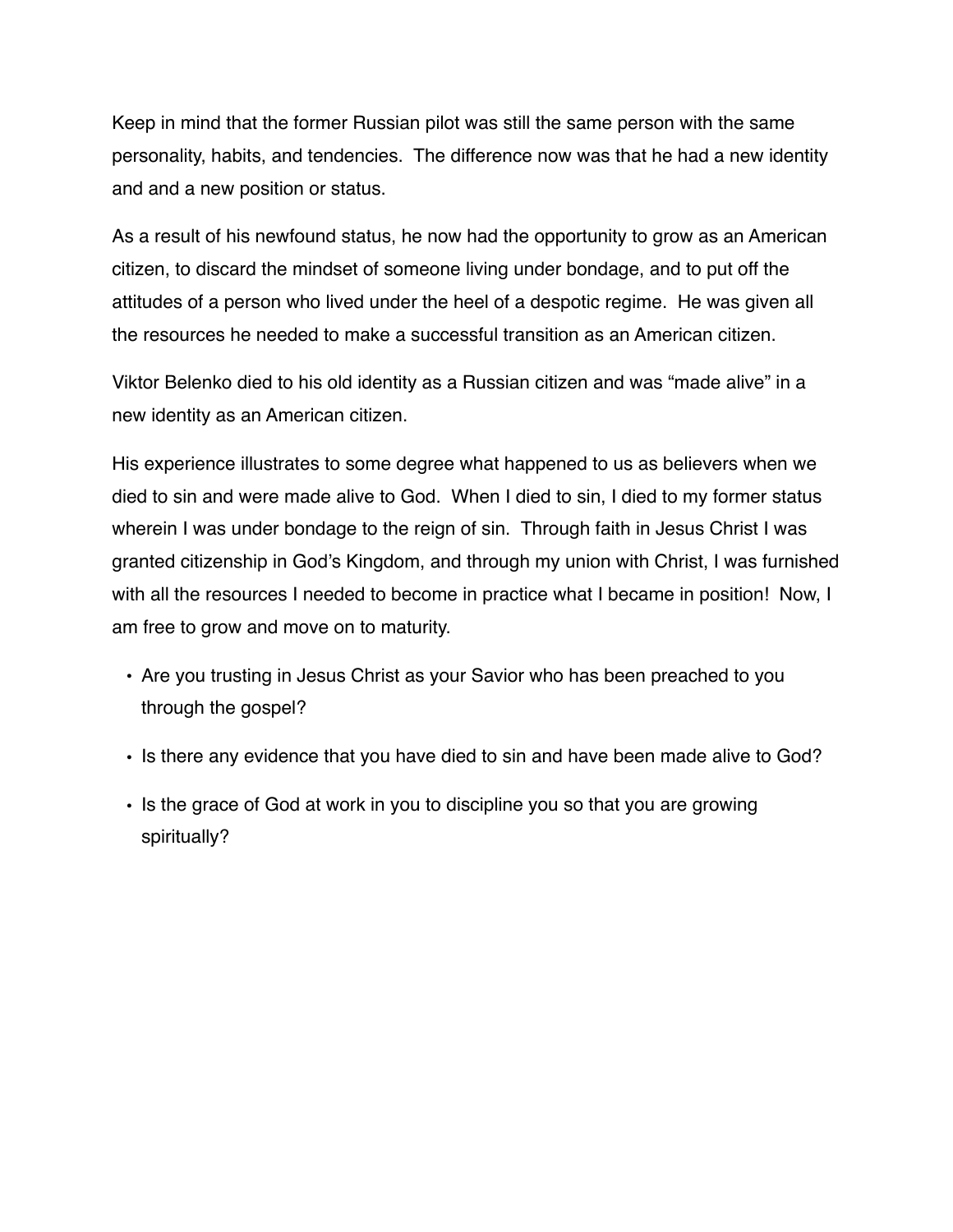Keep in mind that the former Russian pilot was still the same person with the same personality, habits, and tendencies. The difference now was that he had a new identity and and a new position or status.

As a result of his newfound status, he now had the opportunity to grow as an American citizen, to discard the mindset of someone living under bondage, and to put off the attitudes of a person who lived under the heel of a despotic regime. He was given all the resources he needed to make a successful transition as an American citizen.

Viktor Belenko died to his old identity as a Russian citizen and was "made alive" in a new identity as an American citizen.

His experience illustrates to some degree what happened to us as believers when we died to sin and were made alive to God. When I died to sin, I died to my former status wherein I was under bondage to the reign of sin. Through faith in Jesus Christ I was granted citizenship in God's Kingdom, and through my union with Christ, I was furnished with all the resources I needed to become in practice what I became in position! Now, I am free to grow and move on to maturity.

- Are you trusting in Jesus Christ as your Savior who has been preached to you through the gospel?
- Is there any evidence that you have died to sin and have been made alive to God?
- Is the grace of God at work in you to discipline you so that you are growing spiritually?